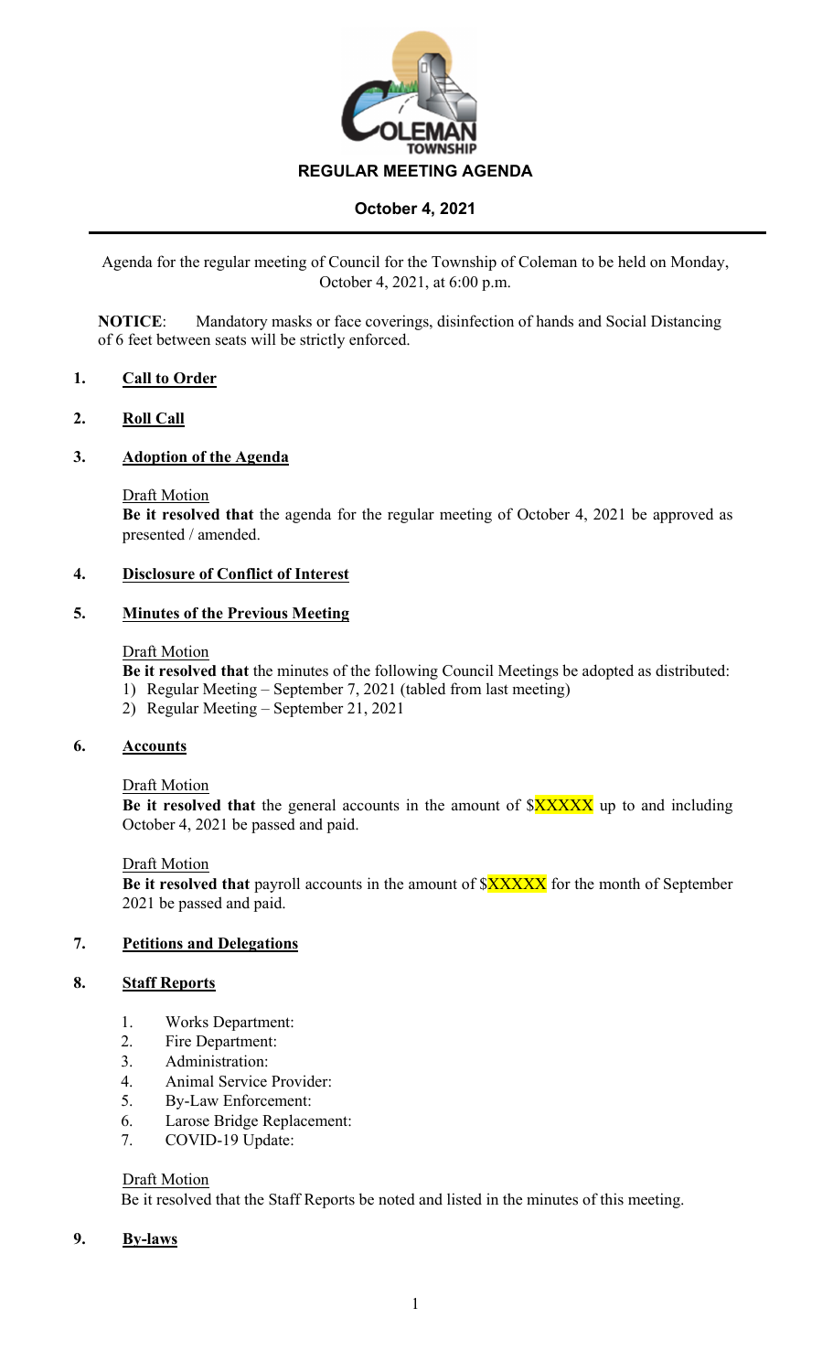# REGULAR MEETING AGENDA

## October 4, 2021

Agenda for the regular meeting of Council for the Township of Coleman to be held on Monday, October 4, 2021, at 6:00 p.m.

**NOTICE**: Mandatory masks or face coverings, disinfection of hands and Social Distancing of 6 feet between seats will be strictly enforced.

### 1. Call to Order

### 2. Roll Call

### 3. Adoption of the Agenda

Draft Motion
**Be it resolved that** the agenda for the regular meeting of October 4, 2021 be approved as presented / amended.

### 4. Disclosure of Conflict of Interest

### 5. Minutes of the Previous Meeting

Draft Motion
**Be it resolved that** the minutes of the following Council Meetings be adopted as distributed:

1) Regular Meeting – September 7, 2021 (tabled from last meeting)
2) Regular Meeting – September 21, 2021

### 6. Accounts

Draft Motion
**Be it resolved that** the general accounts in the amount of $XXXXX up to and including October 4, 2021 be passed and paid.

Draft Motion
**Be it resolved that** payroll accounts in the amount of $XXXXX for the month of September 2021 be passed and paid.

### 7. Petitions and Delegations

### 8. Staff Reports

1. Works Department:
2. Fire Department:
3. Administration:
4. Animal Service Provider:
5. By-Law Enforcement:
6. Larose Bridge Replacement:
7. COVID-19 Update:

Draft Motion
Be it resolved that the Staff Reports be noted and listed in the minutes of this meeting.

### 9. By-laws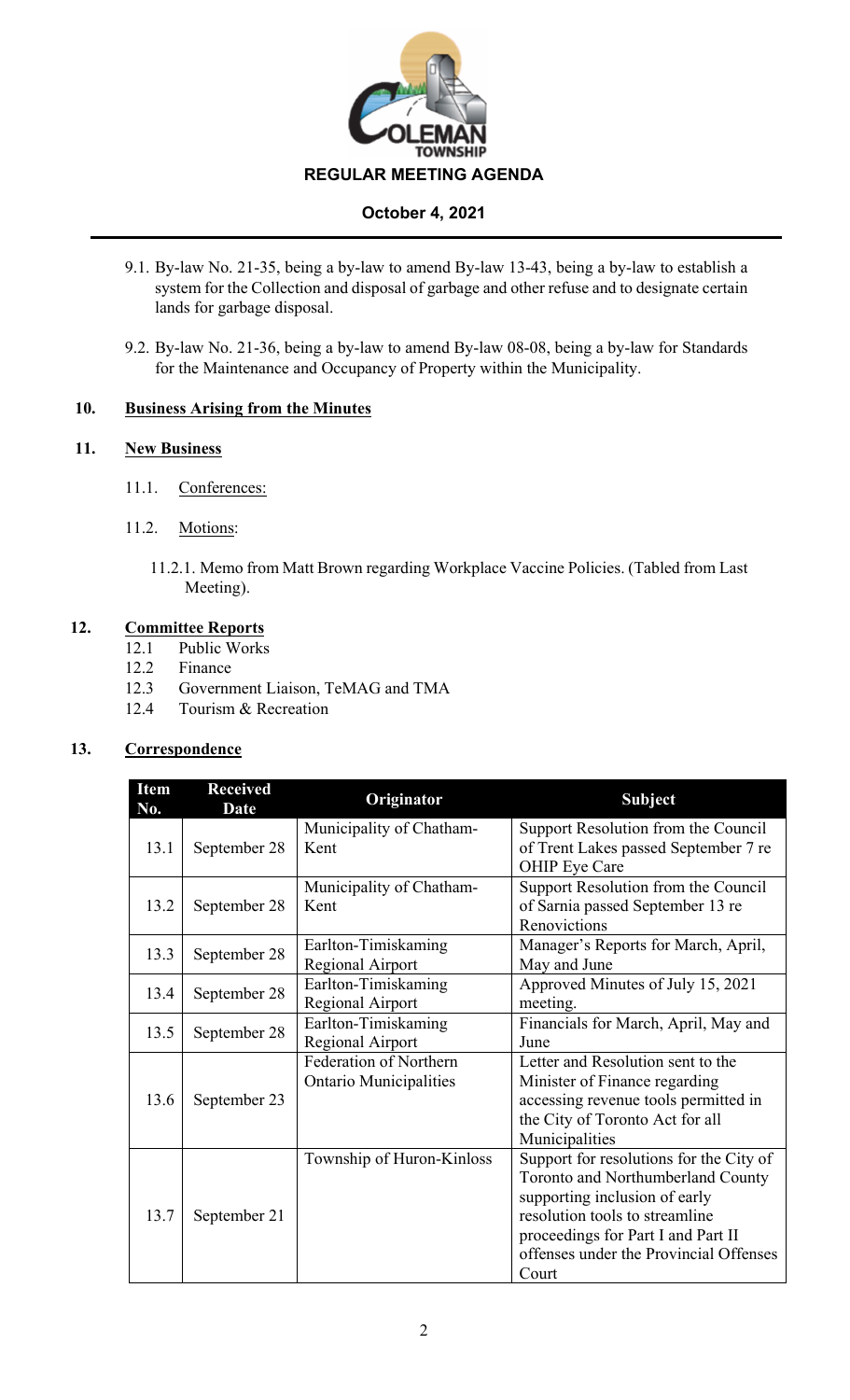9.1. By-law No. 21-35, being a by-law to amend By-law 13-43, being a by-law to establish a system for the Collection and disposal of garbage and other refuse and to designate certain lands for garbage disposal.

9.2. By-law No. 21-36, being a by-law to amend By-law 08-08, being a by-law for Standards for the Maintenance and Occupancy of Property within the Municipality.

## 10. Business Arising from the Minutes

## 11. New Business

11.1. Conferences:

11.2. Motions:

11.2.1. Memo from Matt Brown regarding Workplace Vaccine Policies. (Tabled from Last Meeting).

## 12. Committee Reports

12.1 Public Works
12.2 Finance
12.3 Government Liaison, TeMAG and TMA
12.4 Tourism & Recreation

## 13. Correspondence

| Item No. | Received Date | Originator | Subject |
|---|---|---|---|
| 13.1 | September 28 | Municipality of Chatham-Kent | Support Resolution from the Council of Trent Lakes passed September 7 re OHIP Eye Care |
| 13.2 | September 28 | Municipality of Chatham-Kent | Support Resolution from the Council of Sarnia passed September 13 re Renovictions |
| 13.3 | September 28 | Earlton-Timiskaming Regional Airport | Manager's Reports for March, April, May and June |
| 13.4 | September 28 | Earlton-Timiskaming Regional Airport | Approved Minutes of July 15, 2021 meeting. |
| 13.5 | September 28 | Earlton-Timiskaming Regional Airport | Financials for March, April, May and June |
| 13.6 | September 23 | Federation of Northern Ontario Municipalities | Letter and Resolution sent to the Minister of Finance regarding accessing revenue tools permitted in the City of Toronto Act for all Municipalities |
| 13.7 | September 21 | Township of Huron-Kinloss | Support for resolutions for the City of Toronto and Northumberland County supporting inclusion of early resolution tools to streamline proceedings for Part I and Part II offenses under the Provincial Offenses Court |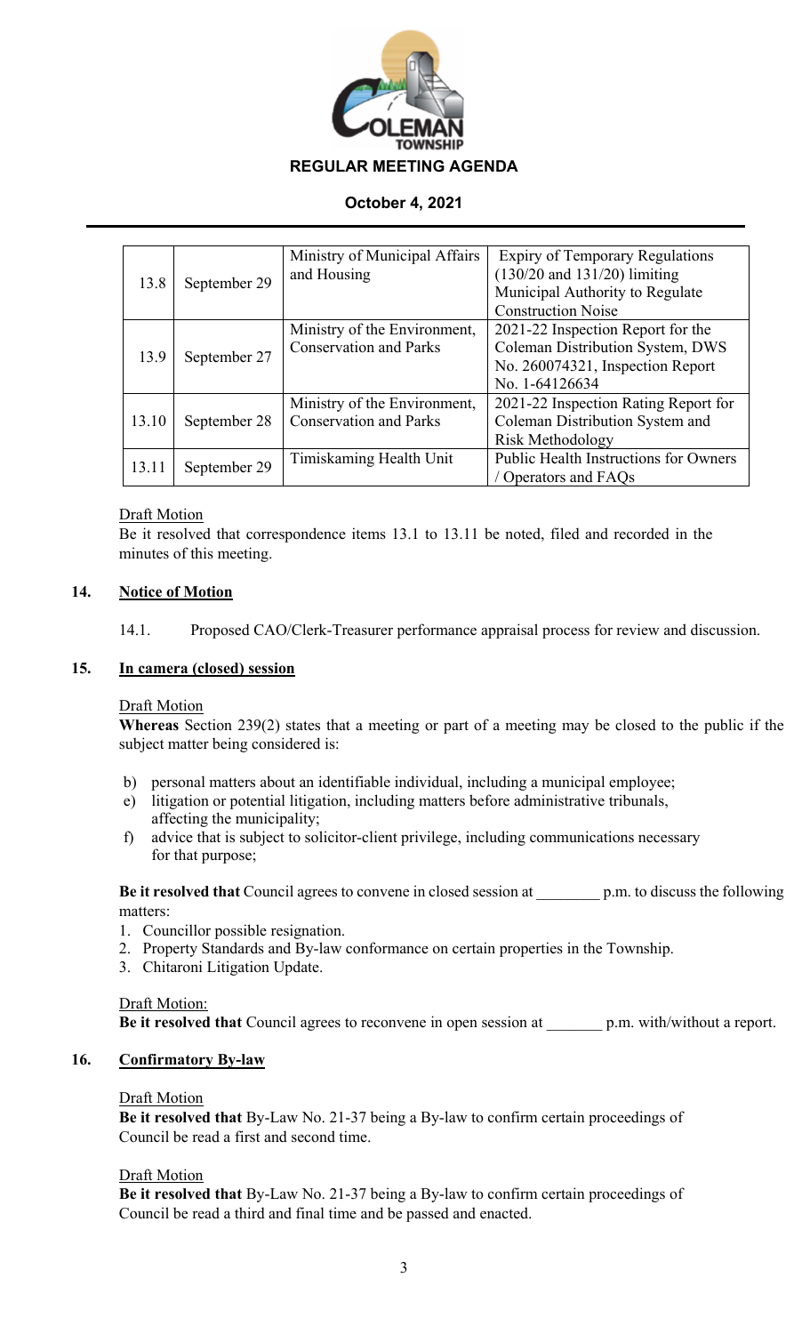| 13.8 | September 29 | Ministry of Municipal Affairs and Housing | Expiry of Temporary Regulations (130/20 and 131/20) limiting Municipal Authority to Regulate Construction Noise |
|---|---|---|---|
| 13.9 | September 27 | Ministry of the Environment, Conservation and Parks | 2021-22 Inspection Report for the Coleman Distribution System, DWS No. 260074321, Inspection Report No. 1-64126634 |
| 13.10 | September 28 | Ministry of the Environment, Conservation and Parks | 2021-22 Inspection Rating Report for Coleman Distribution System and Risk Methodology |
| 13.11 | September 29 | Timiskaming Health Unit | Public Health Instructions for Owners / Operators and FAQs |

Draft Motion

Be it resolved that correspondence items 13.1 to 13.11 be noted, filed and recorded in the minutes of this meeting.

## 14. Notice of Motion

14.1. Proposed CAO/Clerk-Treasurer performance appraisal process for review and discussion.

## 15. In camera (closed) session

Draft Motion

**Whereas** Section 239(2) states that a meeting or part of a meeting may be closed to the public if the subject matter being considered is:

b) personal matters about an identifiable individual, including a municipal employee;
e) litigation or potential litigation, including matters before administrative tribunals, affecting the municipality;
f) advice that is subject to solicitor-client privilege, including communications necessary for that purpose;

**Be it resolved that** Council agrees to convene in closed session at ________ p.m. to discuss the following matters:

1. Councillor possible resignation.
2. Property Standards and By-law conformance on certain properties in the Township.
3. Chitaroni Litigation Update.

Draft Motion:

**Be it resolved that** Council agrees to reconvene in open session at _______ p.m. with/without a report.

## 16. Confirmatory By-law

Draft Motion

**Be it resolved that** By-Law No. 21-37 being a By-law to confirm certain proceedings of Council be read a first and second time.

Draft Motion

**Be it resolved that** By-Law No. 21-37 being a By-law to confirm certain proceedings of Council be read a third and final time and be passed and enacted.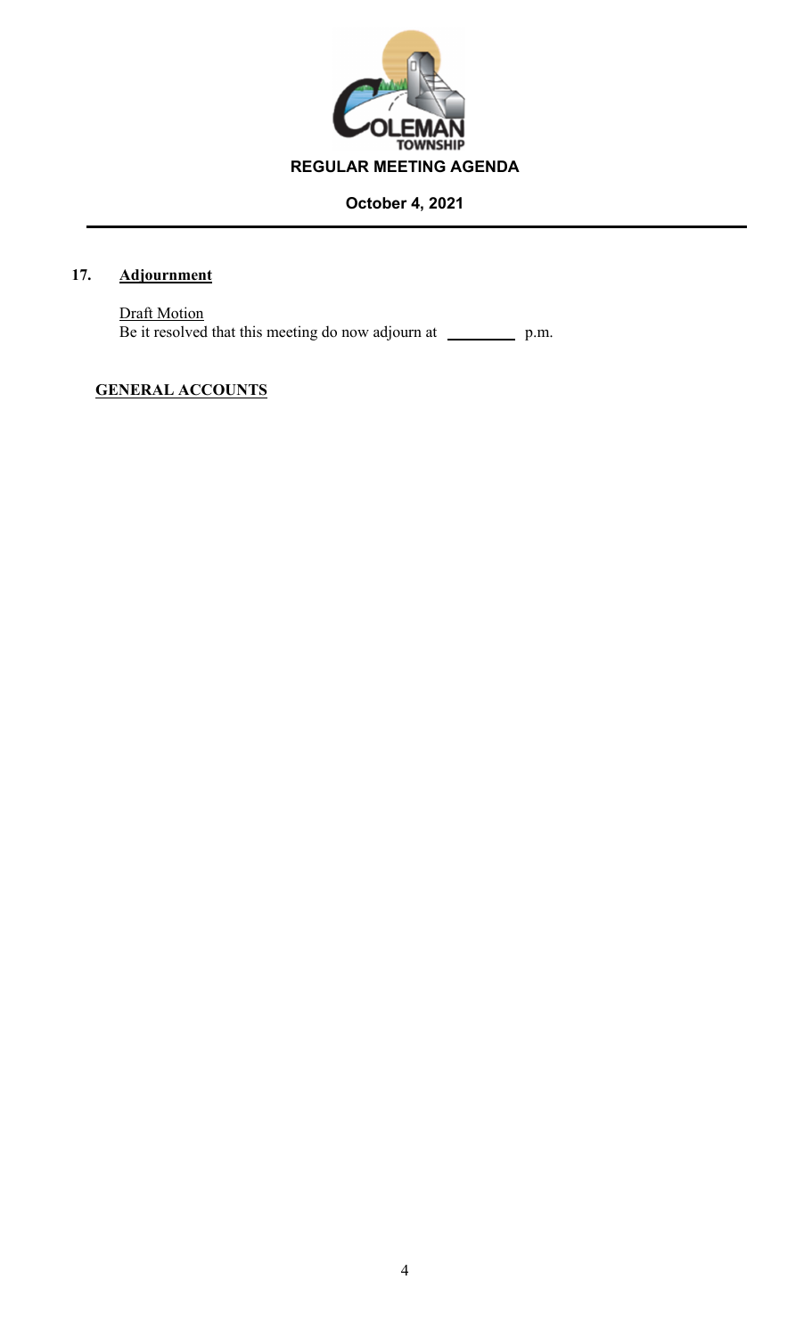**REGULAR MEETING AGENDA**

**October 4, 2021**

## 17. Adjournment

Draft Motion
Be it resolved that this meeting do now adjourn at ________ p.m.

**GENERAL ACCOUNTS**